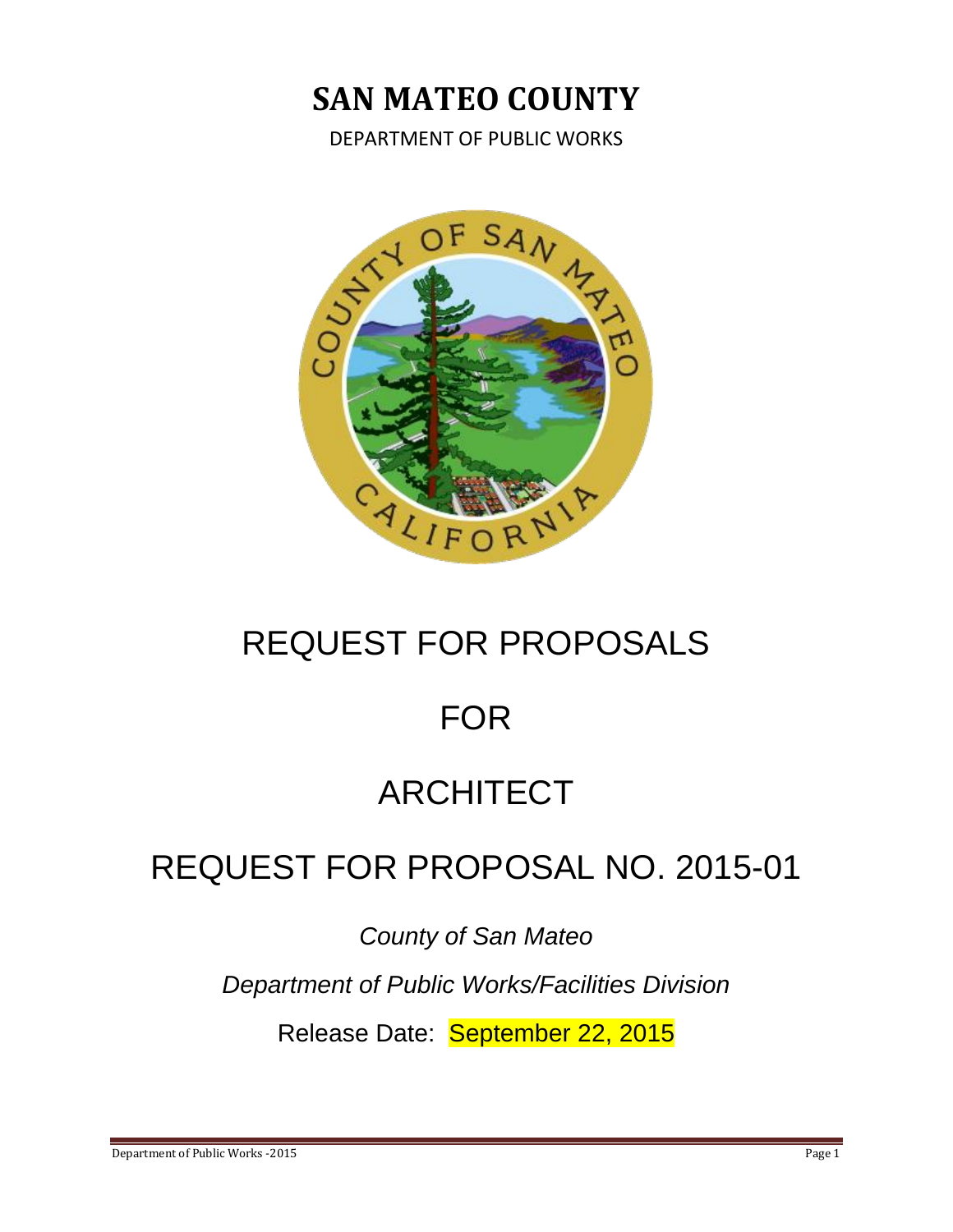# SAN MATEO COUNTY

DEPARTMENT OF PUBLIC WORKS

# REQUEST FOR PROPOSALS

# FOR

# ARCHITECT

# REQUEST FOR PROPOSAL NO. 2015-01

*County of San Mateo*

*Department of Public Works/Facilities Division*

Release Date: September 22, 2015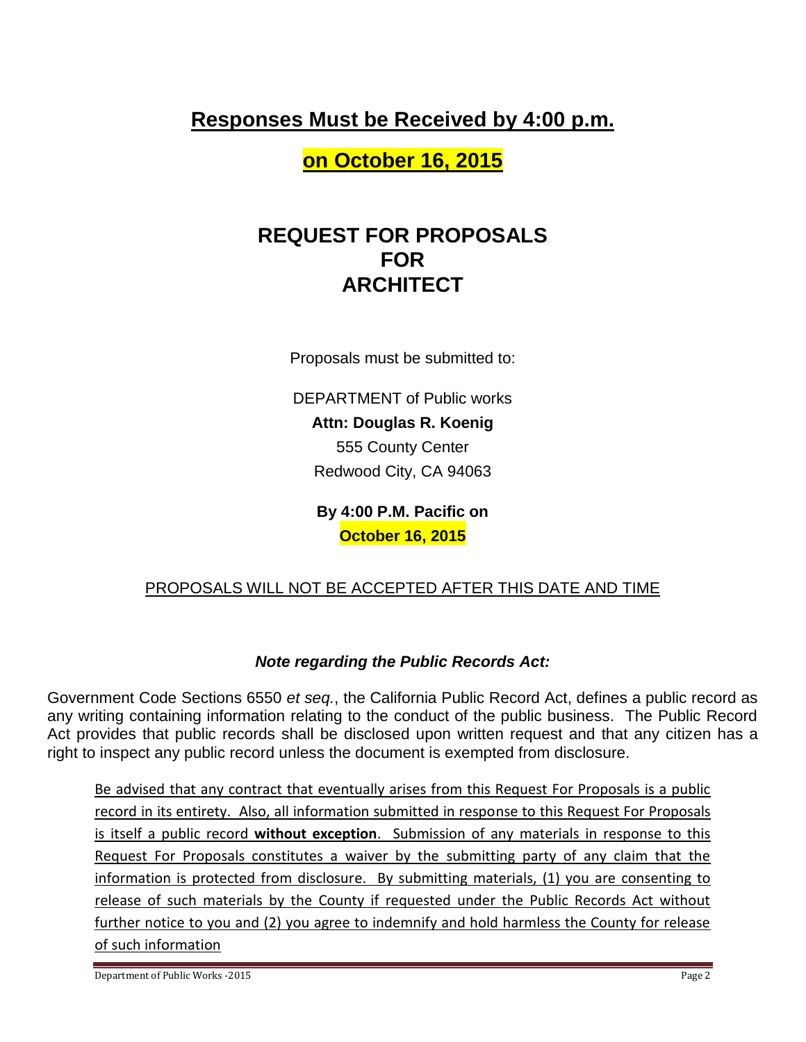## Responses Must be Received by 4:00 p.m.

## on October 16, 2015

# REQUEST FOR PROPOSALS FOR ARCHITECT

Proposals must be submitted to:

DEPARTMENT of Public works

**Attn: Douglas R. Koenig**

555 County Center

Redwood City, CA 94063

**By 4:00 P.M. Pacific on**

**October 16, 2015**

PROPOSALS WILL NOT BE ACCEPTED AFTER THIS DATE AND TIME

### *Note regarding the Public Records Act:*

Government Code Sections 6550 *et seq.*, the California Public Record Act, defines a public record as any writing containing information relating to the conduct of the public business. The Public Record Act provides that public records shall be disclosed upon written request and that any citizen has a right to inspect any public record unless the document is exempted from disclosure.

Be advised that any contract that eventually arises from this Request For Proposals is a public record in its entirety. Also, all information submitted in response to this Request For Proposals is itself a public record **without exception**. Submission of any materials in response to this Request For Proposals constitutes a waiver by the submitting party of any claim that the information is protected from disclosure. By submitting materials, (1) you are consenting to release of such materials by the County if requested under the Public Records Act without further notice to you and (2) you agree to indemnify and hold harmless the County for release of such information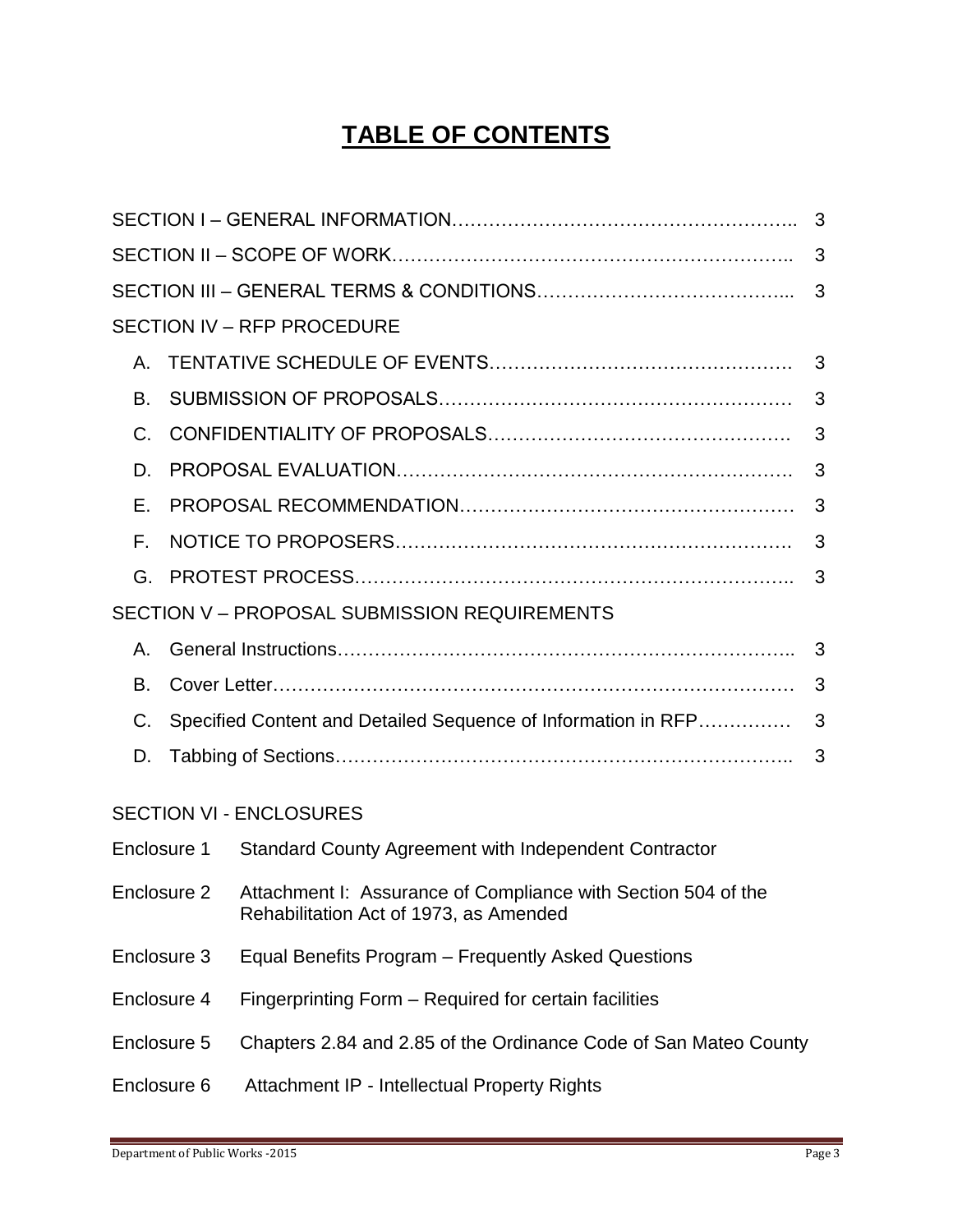# TABLE OF CONTENTS

| | |
|---|---|
| SECTION I – GENERAL INFORMATION | 3 |
| SECTION II – SCOPE OF WORK | 3 |
| SECTION III – GENERAL TERMS & CONDITIONS | 3 |
| SECTION IV – RFP PROCEDURE | |
| A. TENTATIVE SCHEDULE OF EVENTS | 3 |
| B. SUBMISSION OF PROPOSALS | 3 |
| C. CONFIDENTIALITY OF PROPOSALS | 3 |
| D. PROPOSAL EVALUATION | 3 |
| E. PROPOSAL RECOMMENDATION | 3 |
| F. NOTICE TO PROPOSERS | 3 |
| G. PROTEST PROCESS | 3 |
| SECTION V – PROPOSAL SUBMISSION REQUIREMENTS | |
| A. General Instructions | 3 |
| B. Cover Letter | 3 |
| C. Specified Content and Detailed Sequence of Information in RFP | 3 |
| D. Tabbing of Sections | 3 |

SECTION VI - ENCLOSURES

| | |
|---|---|
| Enclosure 1 | Standard County Agreement with Independent Contractor |
| Enclosure 2 | Attachment I: Assurance of Compliance with Section 504 of the Rehabilitation Act of 1973, as Amended |
| Enclosure 3 | Equal Benefits Program – Frequently Asked Questions |
| Enclosure 4 | Fingerprinting Form – Required for certain facilities |
| Enclosure 5 | Chapters 2.84 and 2.85 of the Ordinance Code of San Mateo County |
| Enclosure 6 | Attachment IP - Intellectual Property Rights |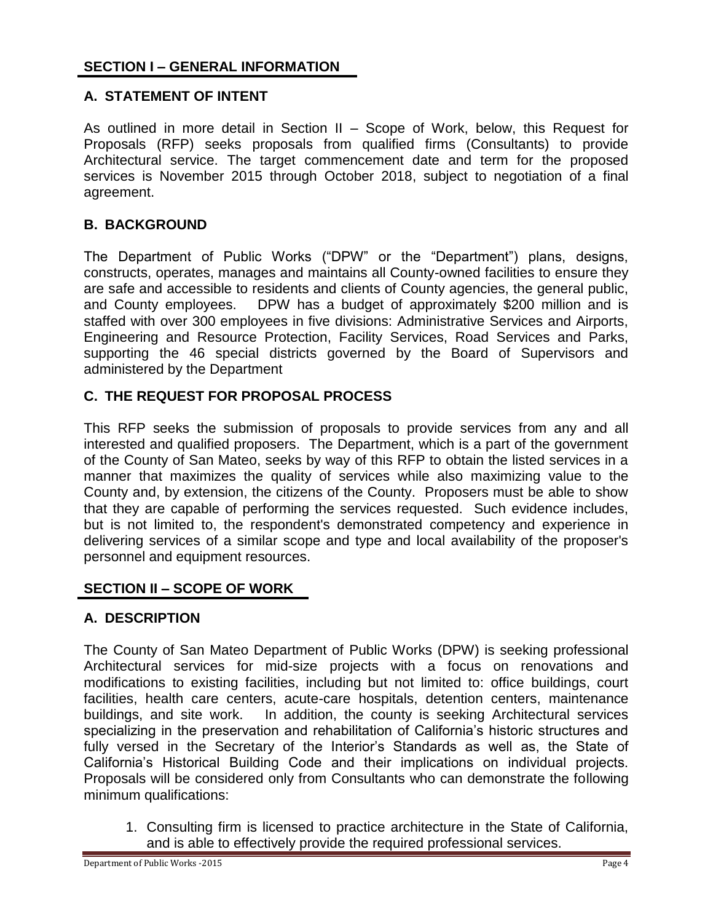## SECTION I – GENERAL INFORMATION

### A. STATEMENT OF INTENT

As outlined in more detail in Section II – Scope of Work, below, this Request for Proposals (RFP) seeks proposals from qualified firms (Consultants) to provide Architectural service. The target commencement date and term for the proposed services is November 2015 through October 2018, subject to negotiation of a final agreement.

### B. BACKGROUND

The Department of Public Works ("DPW" or the "Department") plans, designs, constructs, operates, manages and maintains all County-owned facilities to ensure they are safe and accessible to residents and clients of County agencies, the general public, and County employees. DPW has a budget of approximately $200 million and is staffed with over 300 employees in five divisions: Administrative Services and Airports, Engineering and Resource Protection, Facility Services, Road Services and Parks, supporting the 46 special districts governed by the Board of Supervisors and administered by the Department

### C. THE REQUEST FOR PROPOSAL PROCESS

This RFP seeks the submission of proposals to provide services from any and all interested and qualified proposers. The Department, which is a part of the government of the County of San Mateo, seeks by way of this RFP to obtain the listed services in a manner that maximizes the quality of services while also maximizing value to the County and, by extension, the citizens of the County. Proposers must be able to show that they are capable of performing the services requested. Such evidence includes, but is not limited to, the respondent's demonstrated competency and experience in delivering services of a similar scope and type and local availability of the proposer's personnel and equipment resources.

## SECTION II – SCOPE OF WORK

### A. DESCRIPTION

The County of San Mateo Department of Public Works (DPW) is seeking professional Architectural services for mid-size projects with a focus on renovations and modifications to existing facilities, including but not limited to: office buildings, court facilities, health care centers, acute-care hospitals, detention centers, maintenance buildings, and site work. In addition, the county is seeking Architectural services specializing in the preservation and rehabilitation of California's historic structures and fully versed in the Secretary of the Interior's Standards as well as, the State of California's Historical Building Code and their implications on individual projects. Proposals will be considered only from Consultants who can demonstrate the following minimum qualifications:

1. Consulting firm is licensed to practice architecture in the State of California, and is able to effectively provide the required professional services.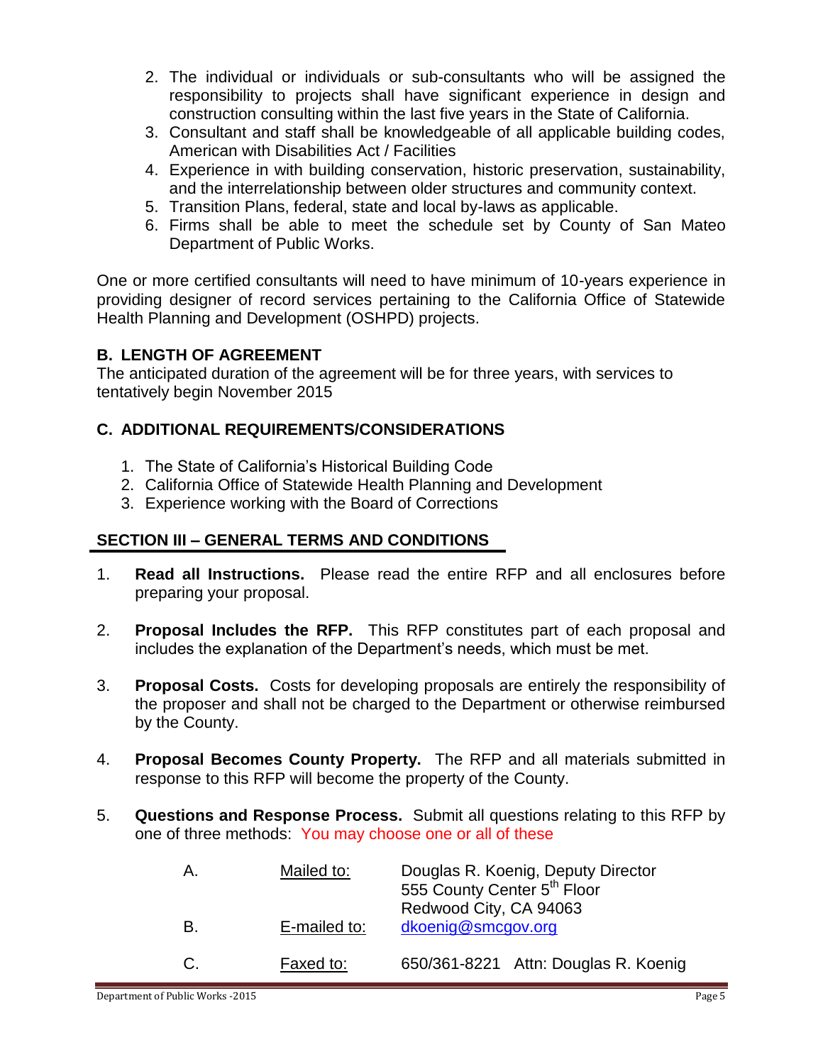2. The individual or individuals or sub-consultants who will be assigned the responsibility to projects shall have significant experience in design and construction consulting within the last five years in the State of California.
3. Consultant and staff shall be knowledgeable of all applicable building codes, American with Disabilities Act / Facilities
4. Experience in with building conservation, historic preservation, sustainability, and the interrelationship between older structures and community context.
5. Transition Plans, federal, state and local by-laws as applicable.
6. Firms shall be able to meet the schedule set by County of San Mateo Department of Public Works.

One or more certified consultants will need to have minimum of 10-years experience in providing designer of record services pertaining to the California Office of Statewide Health Planning and Development (OSHPD) projects.

### B. LENGTH OF AGREEMENT

The anticipated duration of the agreement will be for three years, with services to tentatively begin November 2015

### C. ADDITIONAL REQUIREMENTS/CONSIDERATIONS

1. The State of California's Historical Building Code
2. California Office of Statewide Health Planning and Development
3. Experience working with the Board of Corrections

## SECTION III – GENERAL TERMS AND CONDITIONS

1. **Read all Instructions.** Please read the entire RFP and all enclosures before preparing your proposal.

2. **Proposal Includes the RFP.** This RFP constitutes part of each proposal and includes the explanation of the Department's needs, which must be met.

3. **Proposal Costs.** Costs for developing proposals are entirely the responsibility of the proposer and shall not be charged to the Department or otherwise reimbursed by the County.

4. **Proposal Becomes County Property.** The RFP and all materials submitted in response to this RFP will become the property of the County.

5. **Questions and Response Process.** Submit all questions relating to this RFP by one of three methods: You may choose one or all of these

   A. Mailed to: Douglas R. Koenig, Deputy Director
   555 County Center 5th Floor
   Redwood City, CA 94063

   B. E-mailed to: dkoenig@smcgov.org

   C. Faxed to: 650/361-8221 Attn: Douglas R. Koenig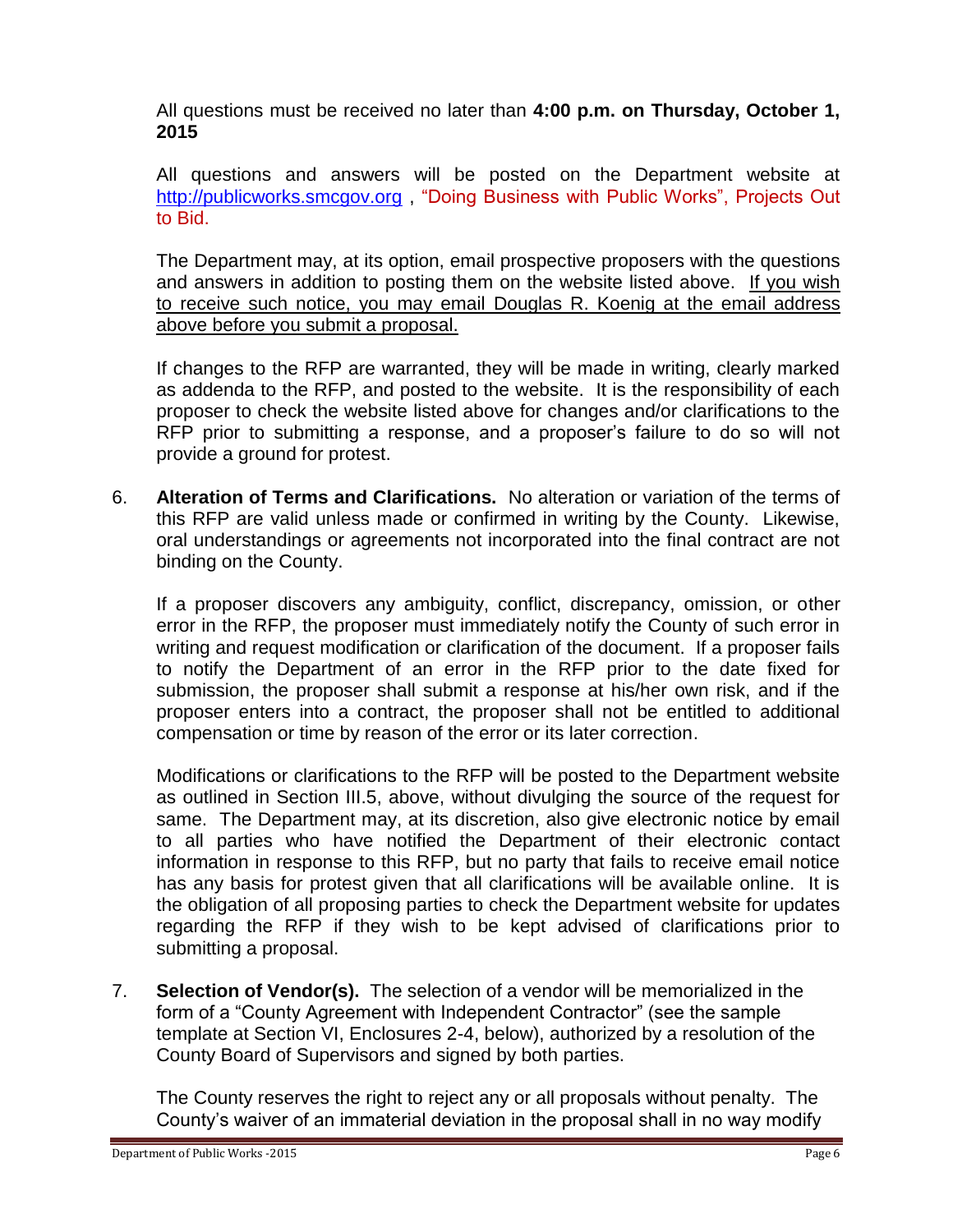All questions must be received no later than **4:00 p.m. on Thursday, October 1, 2015**

All questions and answers will be posted on the Department website at http://publicworks.smcgov.org , "Doing Business with Public Works", Projects Out to Bid.

The Department may, at its option, email prospective proposers with the questions and answers in addition to posting them on the website listed above. If you wish to receive such notice, you may email Douglas R. Koenig at the email address above before you submit a proposal.

If changes to the RFP are warranted, they will be made in writing, clearly marked as addenda to the RFP, and posted to the website. It is the responsibility of each proposer to check the website listed above for changes and/or clarifications to the RFP prior to submitting a response, and a proposer's failure to do so will not provide a ground for protest.

6. **Alteration of Terms and Clarifications.** No alteration or variation of the terms of this RFP are valid unless made or confirmed in writing by the County. Likewise, oral understandings or agreements not incorporated into the final contract are not binding on the County.

   If a proposer discovers any ambiguity, conflict, discrepancy, omission, or other error in the RFP, the proposer must immediately notify the County of such error in writing and request modification or clarification of the document. If a proposer fails to notify the Department of an error in the RFP prior to the date fixed for submission, the proposer shall submit a response at his/her own risk, and if the proposer enters into a contract, the proposer shall not be entitled to additional compensation or time by reason of the error or its later correction.

   Modifications or clarifications to the RFP will be posted to the Department website as outlined in Section III.5, above, without divulging the source of the request for same. The Department may, at its discretion, also give electronic notice by email to all parties who have notified the Department of their electronic contact information in response to this RFP, but no party that fails to receive email notice has any basis for protest given that all clarifications will be available online. It is the obligation of all proposing parties to check the Department website for updates regarding the RFP if they wish to be kept advised of clarifications prior to submitting a proposal.

7. **Selection of Vendor(s).** The selection of a vendor will be memorialized in the form of a "County Agreement with Independent Contractor" (see the sample template at Section VI, Enclosures 2-4, below), authorized by a resolution of the County Board of Supervisors and signed by both parties.

   The County reserves the right to reject any or all proposals without penalty. The County's waiver of an immaterial deviation in the proposal shall in no way modify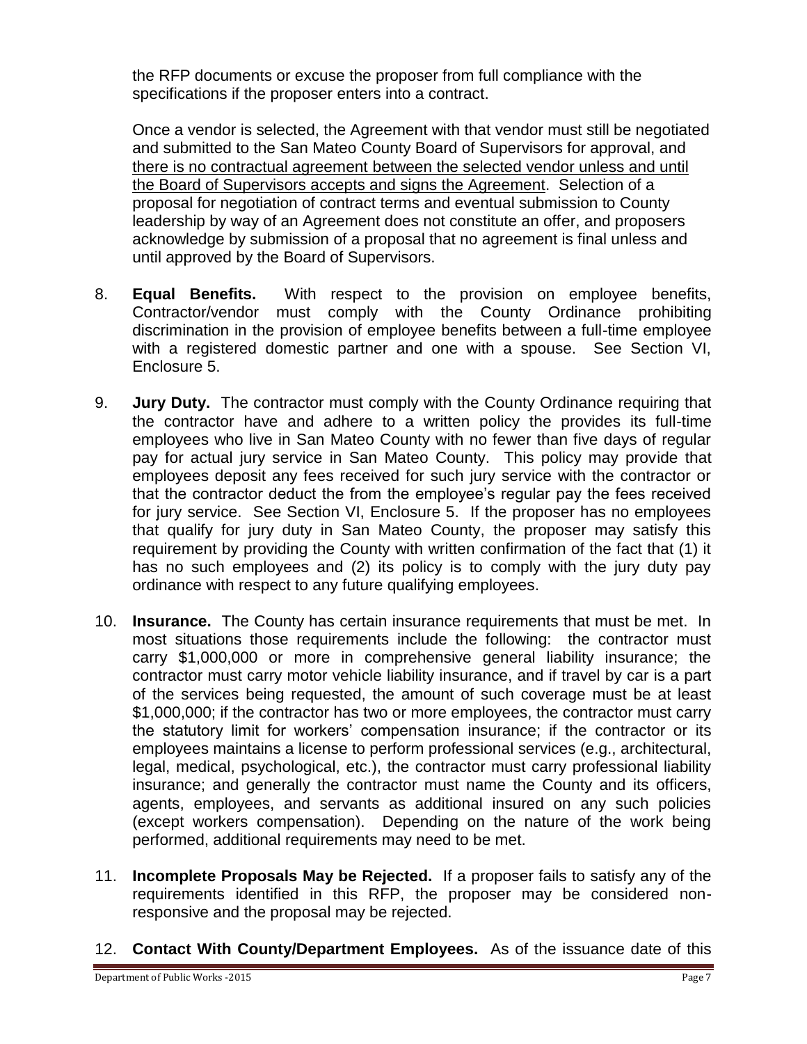the RFP documents or excuse the proposer from full compliance with the specifications if the proposer enters into a contract.

Once a vendor is selected, the Agreement with that vendor must still be negotiated and submitted to the San Mateo County Board of Supervisors for approval, and there is no contractual agreement between the selected vendor unless and until the Board of Supervisors accepts and signs the Agreement. Selection of a proposal for negotiation of contract terms and eventual submission to County leadership by way of an Agreement does not constitute an offer, and proposers acknowledge by submission of a proposal that no agreement is final unless and until approved by the Board of Supervisors.

8. **Equal Benefits.** With respect to the provision on employee benefits, Contractor/vendor must comply with the County Ordinance prohibiting discrimination in the provision of employee benefits between a full-time employee with a registered domestic partner and one with a spouse. See Section VI, Enclosure 5.

9. **Jury Duty.** The contractor must comply with the County Ordinance requiring that the contractor have and adhere to a written policy the provides its full-time employees who live in San Mateo County with no fewer than five days of regular pay for actual jury service in San Mateo County. This policy may provide that employees deposit any fees received for such jury service with the contractor or that the contractor deduct the from the employee's regular pay the fees received for jury service. See Section VI, Enclosure 5. If the proposer has no employees that qualify for jury duty in San Mateo County, the proposer may satisfy this requirement by providing the County with written confirmation of the fact that (1) it has no such employees and (2) its policy is to comply with the jury duty pay ordinance with respect to any future qualifying employees.

10. **Insurance.** The County has certain insurance requirements that must be met. In most situations those requirements include the following: the contractor must carry $1,000,000 or more in comprehensive general liability insurance; the contractor must carry motor vehicle liability insurance, and if travel by car is a part of the services being requested, the amount of such coverage must be at least $1,000,000; if the contractor has two or more employees, the contractor must carry the statutory limit for workers' compensation insurance; if the contractor or its employees maintains a license to perform professional services (e.g., architectural, legal, medical, psychological, etc.), the contractor must carry professional liability insurance; and generally the contractor must name the County and its officers, agents, employees, and servants as additional insured on any such policies (except workers compensation). Depending on the nature of the work being performed, additional requirements may need to be met.

11. **Incomplete Proposals May be Rejected.** If a proposer fails to satisfy any of the requirements identified in this RFP, the proposer may be considered non-responsive and the proposal may be rejected.

12. **Contact With County/Department Employees.** As of the issuance date of this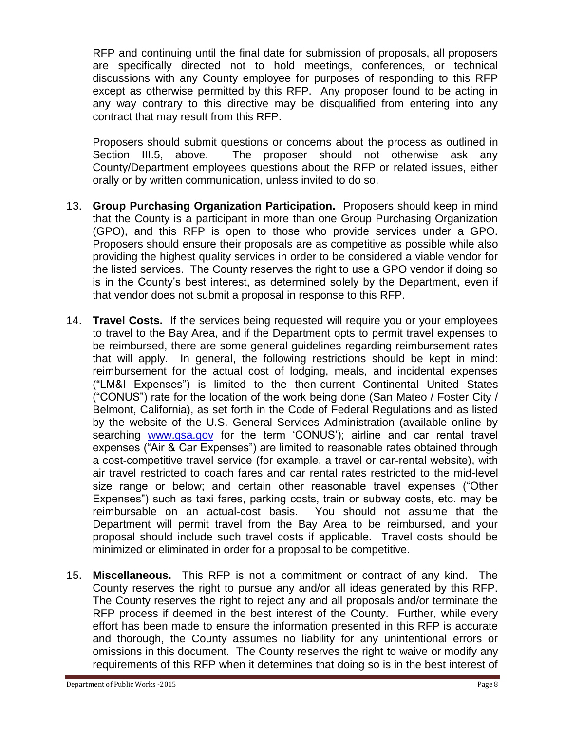RFP and continuing until the final date for submission of proposals, all proposers are specifically directed not to hold meetings, conferences, or technical discussions with any County employee for purposes of responding to this RFP except as otherwise permitted by this RFP. Any proposer found to be acting in any way contrary to this directive may be disqualified from entering into any contract that may result from this RFP.

Proposers should submit questions or concerns about the process as outlined in Section III.5, above. The proposer should not otherwise ask any County/Department employees questions about the RFP or related issues, either orally or by written communication, unless invited to do so.

13. **Group Purchasing Organization Participation.** Proposers should keep in mind that the County is a participant in more than one Group Purchasing Organization (GPO), and this RFP is open to those who provide services under a GPO. Proposers should ensure their proposals are as competitive as possible while also providing the highest quality services in order to be considered a viable vendor for the listed services. The County reserves the right to use a GPO vendor if doing so is in the County's best interest, as determined solely by the Department, even if that vendor does not submit a proposal in response to this RFP.

14. **Travel Costs.** If the services being requested will require you or your employees to travel to the Bay Area, and if the Department opts to permit travel expenses to be reimbursed, there are some general guidelines regarding reimbursement rates that will apply. In general, the following restrictions should be kept in mind: reimbursement for the actual cost of lodging, meals, and incidental expenses ("LM&I Expenses") is limited to the then-current Continental United States ("CONUS") rate for the location of the work being done (San Mateo / Foster City / Belmont, California), as set forth in the Code of Federal Regulations and as listed by the website of the U.S. General Services Administration (available online by searching [www.gsa.gov](http://www.gsa.gov) for the term 'CONUS'); airline and car rental travel expenses ("Air & Car Expenses") are limited to reasonable rates obtained through a cost-competitive travel service (for example, a travel or car-rental website), with air travel restricted to coach fares and car rental rates restricted to the mid-level size range or below; and certain other reasonable travel expenses ("Other Expenses") such as taxi fares, parking costs, train or subway costs, etc. may be reimbursable on an actual-cost basis. You should not assume that the Department will permit travel from the Bay Area to be reimbursed, and your proposal should include such travel costs if applicable. Travel costs should be minimized or eliminated in order for a proposal to be competitive.

15. **Miscellaneous.** This RFP is not a commitment or contract of any kind. The County reserves the right to pursue any and/or all ideas generated by this RFP. The County reserves the right to reject any and all proposals and/or terminate the RFP process if deemed in the best interest of the County. Further, while every effort has been made to ensure the information presented in this RFP is accurate and thorough, the County assumes no liability for any unintentional errors or omissions in this document. The County reserves the right to waive or modify any requirements of this RFP when it determines that doing so is in the best interest of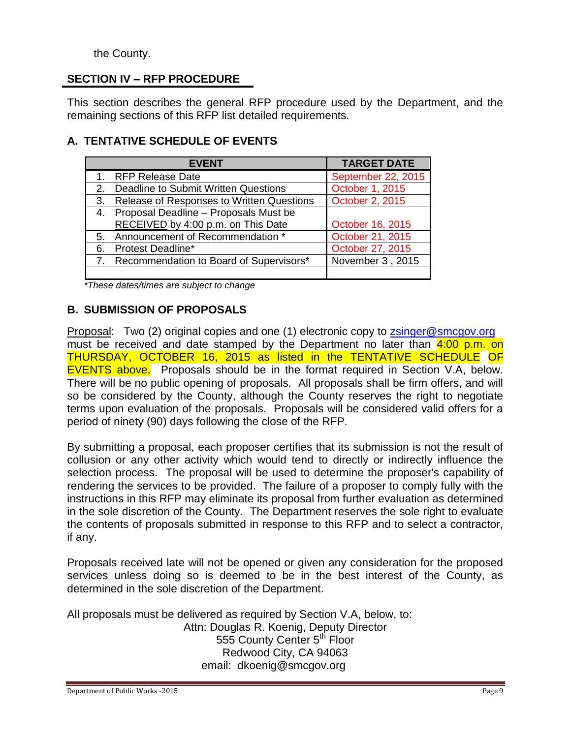the County.

## SECTION IV – RFP PROCEDURE

This section describes the general RFP procedure used by the Department, and the remaining sections of this RFP list detailed requirements.

### A. TENTATIVE SCHEDULE OF EVENTS

| EVENT | TARGET DATE |
|---|---|
| 1. RFP Release Date | September 22, 2015 |
| 2. Deadline to Submit Written Questions | October 1, 2015 |
| 3. Release of Responses to Written Questions | October 2, 2015 |
| 4. Proposal Deadline – Proposals Must be RECEIVED by 4:00 p.m. on This Date | October 16, 2015 |
| 5. Announcement of Recommendation * | October 21, 2015 |
| 6. Protest Deadline* | October 27, 2015 |
| 7. Recommendation to Board of Supervisors* | November 3 , 2015 |
| | |

*\*These dates/times are subject to change*

### B. SUBMISSION OF PROPOSALS

Proposal: Two (2) original copies and one (1) electronic copy to zsinger@smcgov.org must be received and date stamped by the Department no later than 4:00 p.m. on THURSDAY, OCTOBER 16, 2015 as listed in the TENTATIVE SCHEDULE OF EVENTS above. Proposals should be in the format required in Section V.A, below. There will be no public opening of proposals. All proposals shall be firm offers, and will so be considered by the County, although the County reserves the right to negotiate terms upon evaluation of the proposals. Proposals will be considered valid offers for a period of ninety (90) days following the close of the RFP.

By submitting a proposal, each proposer certifies that its submission is not the result of collusion or any other activity which would tend to directly or indirectly influence the selection process. The proposal will be used to determine the proposer's capability of rendering the services to be provided. The failure of a proposer to comply fully with the instructions in this RFP may eliminate its proposal from further evaluation as determined in the sole discretion of the County. The Department reserves the sole right to evaluate the contents of proposals submitted in response to this RFP and to select a contractor, if any.

Proposals received late will not be opened or given any consideration for the proposed services unless doing so is deemed to be in the best interest of the County, as determined in the sole discretion of the Department.

All proposals must be delivered as required by Section V.A, below, to:

Attn: Douglas R. Koenig, Deputy Director
555 County Center 5th Floor
Redwood City, CA 94063
email: dkoenig@smcgov.org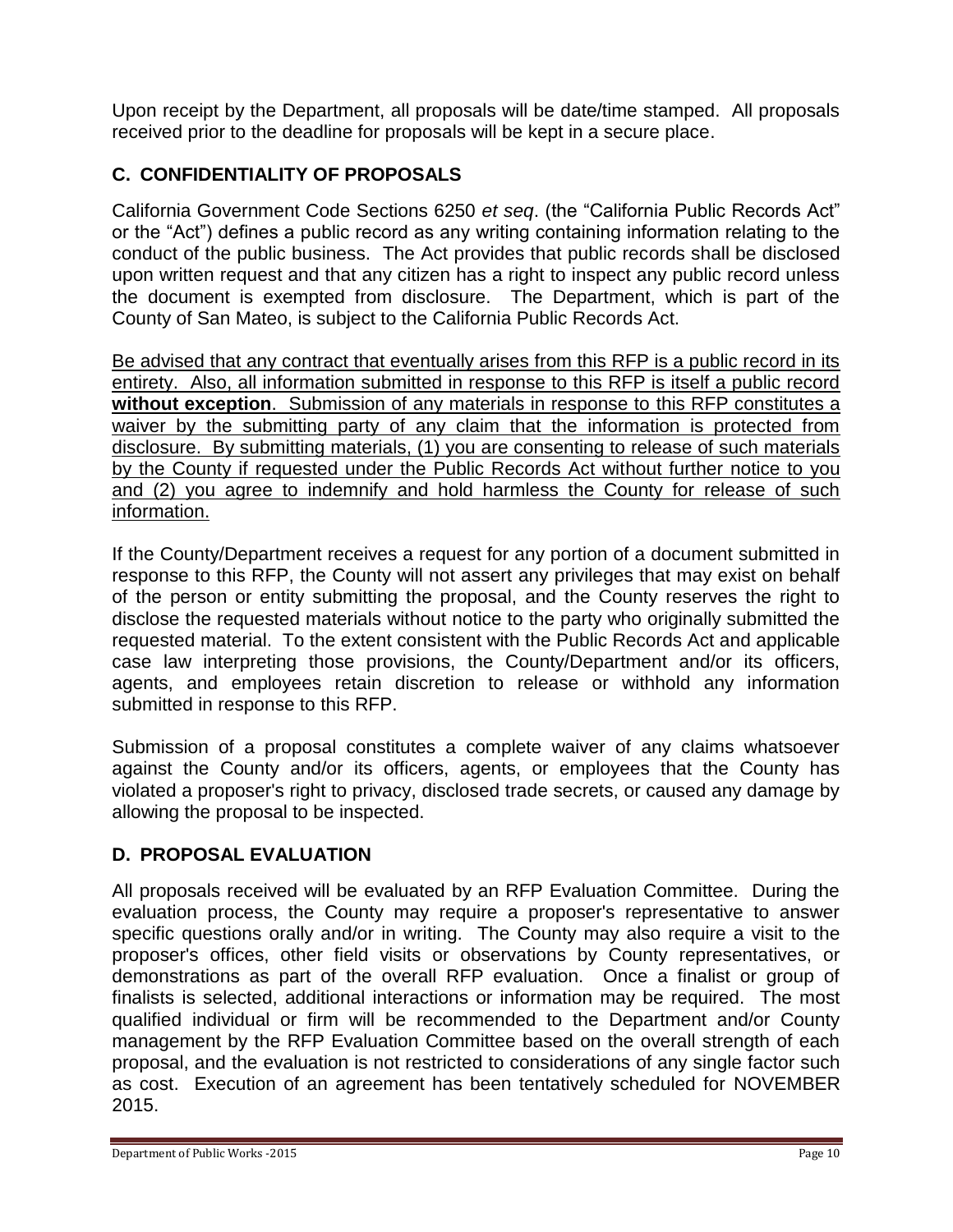Upon receipt by the Department, all proposals will be date/time stamped. All proposals received prior to the deadline for proposals will be kept in a secure place.

## C. CONFIDENTIALITY OF PROPOSALS

California Government Code Sections 6250 *et seq*. (the "California Public Records Act" or the "Act") defines a public record as any writing containing information relating to the conduct of the public business. The Act provides that public records shall be disclosed upon written request and that any citizen has a right to inspect any public record unless the document is exempted from disclosure. The Department, which is part of the County of San Mateo, is subject to the California Public Records Act.

<u>Be advised that any contract that eventually arises from this RFP is a public record in its entirety. Also, all information submitted in response to this RFP is itself a public record **without exception**. Submission of any materials in response to this RFP constitutes a waiver by the submitting party of any claim that the information is protected from disclosure. By submitting materials, (1) you are consenting to release of such materials by the County if requested under the Public Records Act without further notice to you and (2) you agree to indemnify and hold harmless the County for release of such information.</u>

If the County/Department receives a request for any portion of a document submitted in response to this RFP, the County will not assert any privileges that may exist on behalf of the person or entity submitting the proposal, and the County reserves the right to disclose the requested materials without notice to the party who originally submitted the requested material. To the extent consistent with the Public Records Act and applicable case law interpreting those provisions, the County/Department and/or its officers, agents, and employees retain discretion to release or withhold any information submitted in response to this RFP.

Submission of a proposal constitutes a complete waiver of any claims whatsoever against the County and/or its officers, agents, or employees that the County has violated a proposer's right to privacy, disclosed trade secrets, or caused any damage by allowing the proposal to be inspected.

## D. PROPOSAL EVALUATION

All proposals received will be evaluated by an RFP Evaluation Committee. During the evaluation process, the County may require a proposer's representative to answer specific questions orally and/or in writing. The County may also require a visit to the proposer's offices, other field visits or observations by County representatives, or demonstrations as part of the overall RFP evaluation. Once a finalist or group of finalists is selected, additional interactions or information may be required. The most qualified individual or firm will be recommended to the Department and/or County management by the RFP Evaluation Committee based on the overall strength of each proposal, and the evaluation is not restricted to considerations of any single factor such as cost. Execution of an agreement has been tentatively scheduled for NOVEMBER 2015.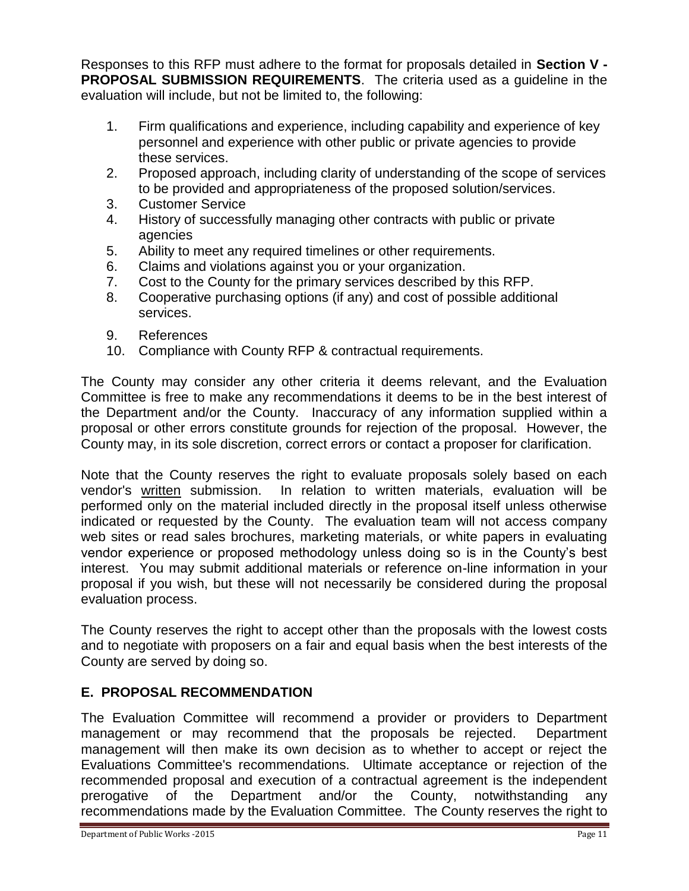Responses to this RFP must adhere to the format for proposals detailed in **Section V - PROPOSAL SUBMISSION REQUIREMENTS**. The criteria used as a guideline in the evaluation will include, but not be limited to, the following:

1. Firm qualifications and experience, including capability and experience of key personnel and experience with other public or private agencies to provide these services.
2. Proposed approach, including clarity of understanding of the scope of services to be provided and appropriateness of the proposed solution/services.
3. Customer Service
4. History of successfully managing other contracts with public or private agencies
5. Ability to meet any required timelines or other requirements.
6. Claims and violations against you or your organization.
7. Cost to the County for the primary services described by this RFP.
8. Cooperative purchasing options (if any) and cost of possible additional services.
9. References
10. Compliance with County RFP & contractual requirements.

The County may consider any other criteria it deems relevant, and the Evaluation Committee is free to make any recommendations it deems to be in the best interest of the Department and/or the County. Inaccuracy of any information supplied within a proposal or other errors constitute grounds for rejection of the proposal. However, the County may, in its sole discretion, correct errors or contact a proposer for clarification.

Note that the County reserves the right to evaluate proposals solely based on each vendor's <u>written</u> submission. In relation to written materials, evaluation will be performed only on the material included directly in the proposal itself unless otherwise indicated or requested by the County. The evaluation team will not access company web sites or read sales brochures, marketing materials, or white papers in evaluating vendor experience or proposed methodology unless doing so is in the County's best interest. You may submit additional materials or reference on-line information in your proposal if you wish, but these will not necessarily be considered during the proposal evaluation process.

The County reserves the right to accept other than the proposals with the lowest costs and to negotiate with proposers on a fair and equal basis when the best interests of the County are served by doing so.

## E. PROPOSAL RECOMMENDATION

The Evaluation Committee will recommend a provider or providers to Department management or may recommend that the proposals be rejected. Department management will then make its own decision as to whether to accept or reject the Evaluations Committee's recommendations. Ultimate acceptance or rejection of the recommended proposal and execution of a contractual agreement is the independent prerogative of the Department and/or the County, notwithstanding any recommendations made by the Evaluation Committee. The County reserves the right to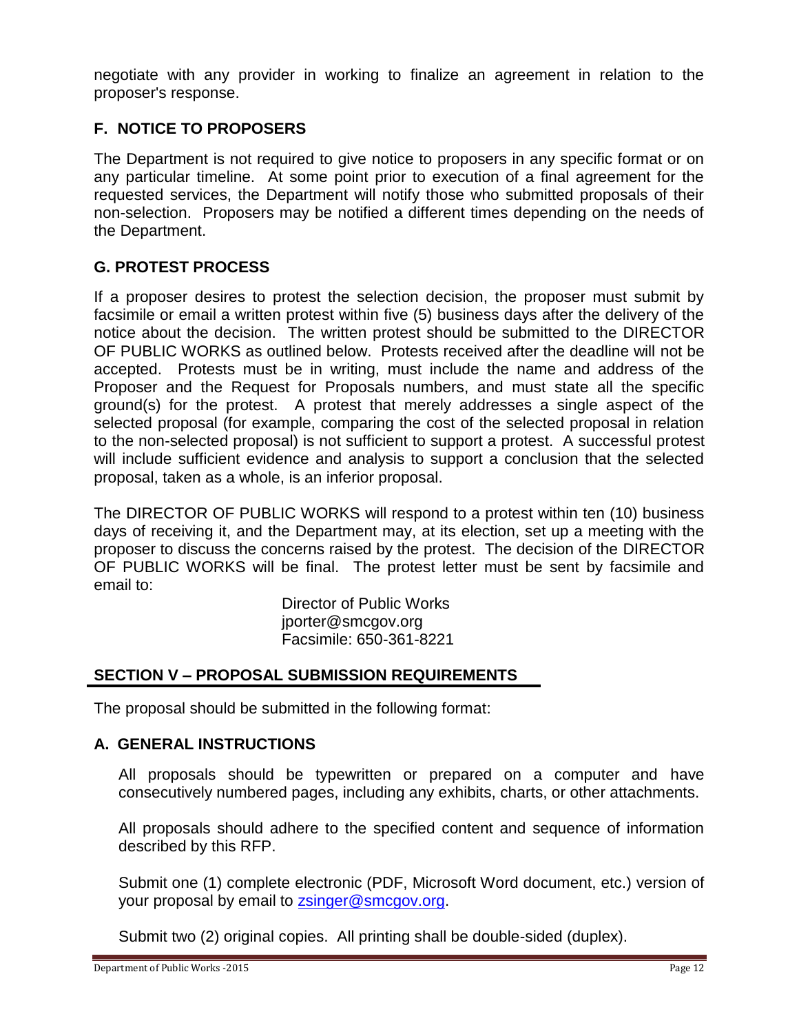negotiate with any provider in working to finalize an agreement in relation to the proposer's response.

### F. NOTICE TO PROPOSERS

The Department is not required to give notice to proposers in any specific format or on any particular timeline. At some point prior to execution of a final agreement for the requested services, the Department will notify those who submitted proposals of their non-selection. Proposers may be notified a different times depending on the needs of the Department.

### G. PROTEST PROCESS

If a proposer desires to protest the selection decision, the proposer must submit by facsimile or email a written protest within five (5) business days after the delivery of the notice about the decision. The written protest should be submitted to the DIRECTOR OF PUBLIC WORKS as outlined below. Protests received after the deadline will not be accepted. Protests must be in writing, must include the name and address of the Proposer and the Request for Proposals numbers, and must state all the specific ground(s) for the protest. A protest that merely addresses a single aspect of the selected proposal (for example, comparing the cost of the selected proposal in relation to the non-selected proposal) is not sufficient to support a protest. A successful protest will include sufficient evidence and analysis to support a conclusion that the selected proposal, taken as a whole, is an inferior proposal.

The DIRECTOR OF PUBLIC WORKS will respond to a protest within ten (10) business days of receiving it, and the Department may, at its election, set up a meeting with the proposer to discuss the concerns raised by the protest. The decision of the DIRECTOR OF PUBLIC WORKS will be final. The protest letter must be sent by facsimile and email to:

Director of Public Works  
jporter@smcgov.org  
Facsimile: 650-361-8221

## SECTION V – PROPOSAL SUBMISSION REQUIREMENTS

The proposal should be submitted in the following format:

### A. GENERAL INSTRUCTIONS

All proposals should be typewritten or prepared on a computer and have consecutively numbered pages, including any exhibits, charts, or other attachments.

All proposals should adhere to the specified content and sequence of information described by this RFP.

Submit one (1) complete electronic (PDF, Microsoft Word document, etc.) version of your proposal by email to zsinger@smcgov.org.

Submit two (2) original copies. All printing shall be double-sided (duplex).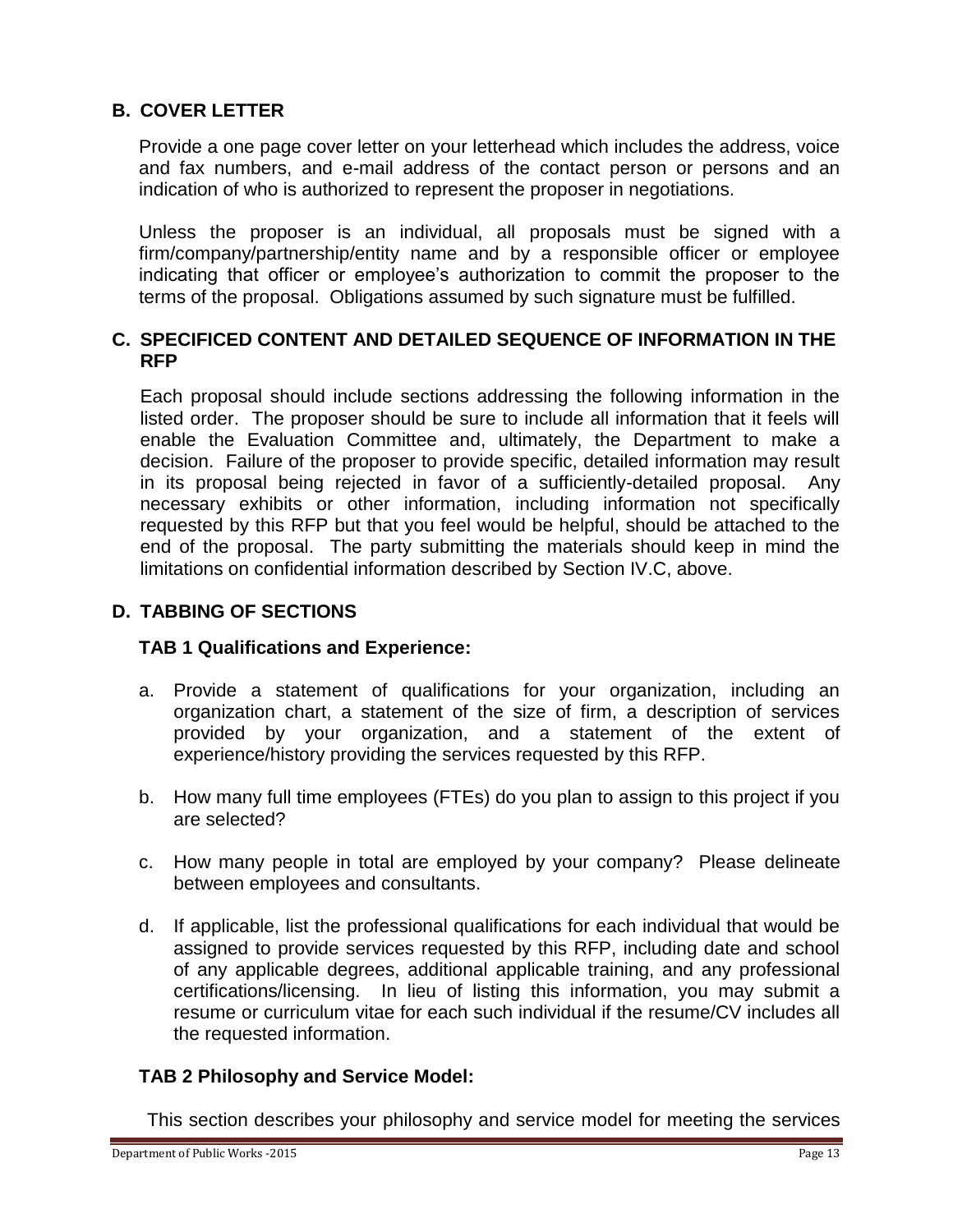## B. COVER LETTER

Provide a one page cover letter on your letterhead which includes the address, voice and fax numbers, and e-mail address of the contact person or persons and an indication of who is authorized to represent the proposer in negotiations.

Unless the proposer is an individual, all proposals must be signed with a firm/company/partnership/entity name and by a responsible officer or employee indicating that officer or employee's authorization to commit the proposer to the terms of the proposal. Obligations assumed by such signature must be fulfilled.

## C. SPECIFICED CONTENT AND DETAILED SEQUENCE OF INFORMATION IN THE RFP

Each proposal should include sections addressing the following information in the listed order. The proposer should be sure to include all information that it feels will enable the Evaluation Committee and, ultimately, the Department to make a decision. Failure of the proposer to provide specific, detailed information may result in its proposal being rejected in favor of a sufficiently-detailed proposal. Any necessary exhibits or other information, including information not specifically requested by this RFP but that you feel would be helpful, should be attached to the end of the proposal. The party submitting the materials should keep in mind the limitations on confidential information described by Section IV.C, above.

## D. TABBING OF SECTIONS

### TAB 1 Qualifications and Experience:

a. Provide a statement of qualifications for your organization, including an organization chart, a statement of the size of firm, a description of services provided by your organization, and a statement of the extent of experience/history providing the services requested by this RFP.

b. How many full time employees (FTEs) do you plan to assign to this project if you are selected?

c. How many people in total are employed by your company? Please delineate between employees and consultants.

d. If applicable, list the professional qualifications for each individual that would be assigned to provide services requested by this RFP, including date and school of any applicable degrees, additional applicable training, and any professional certifications/licensing. In lieu of listing this information, you may submit a resume or curriculum vitae for each such individual if the resume/CV includes all the requested information.

### TAB 2 Philosophy and Service Model:

This section describes your philosophy and service model for meeting the services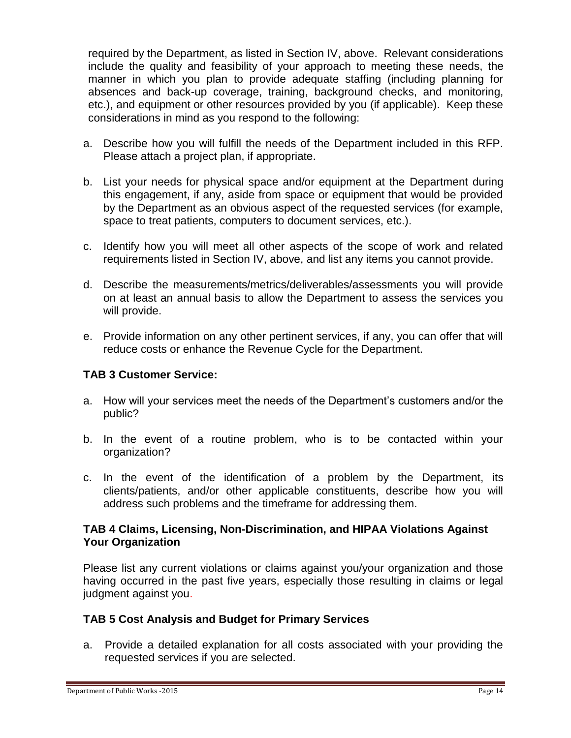required by the Department, as listed in Section IV, above. Relevant considerations include the quality and feasibility of your approach to meeting these needs, the manner in which you plan to provide adequate staffing (including planning for absences and back-up coverage, training, background checks, and monitoring, etc.), and equipment or other resources provided by you (if applicable). Keep these considerations in mind as you respond to the following:

a. Describe how you will fulfill the needs of the Department included in this RFP. Please attach a project plan, if appropriate.

b. List your needs for physical space and/or equipment at the Department during this engagement, if any, aside from space or equipment that would be provided by the Department as an obvious aspect of the requested services (for example, space to treat patients, computers to document services, etc.).

c. Identify how you will meet all other aspects of the scope of work and related requirements listed in Section IV, above, and list any items you cannot provide.

d. Describe the measurements/metrics/deliverables/assessments you will provide on at least an annual basis to allow the Department to assess the services you will provide.

e. Provide information on any other pertinent services, if any, you can offer that will reduce costs or enhance the Revenue Cycle for the Department.

### TAB 3 Customer Service:

a. How will your services meet the needs of the Department's customers and/or the public?

b. In the event of a routine problem, who is to be contacted within your organization?

c. In the event of the identification of a problem by the Department, its clients/patients, and/or other applicable constituents, describe how you will address such problems and the timeframe for addressing them.

### TAB 4 Claims, Licensing, Non-Discrimination, and HIPAA Violations Against Your Organization

Please list any current violations or claims against you/your organization and those having occurred in the past five years, especially those resulting in claims or legal judgment against you.

### TAB 5 Cost Analysis and Budget for Primary Services

a. Provide a detailed explanation for all costs associated with your providing the requested services if you are selected.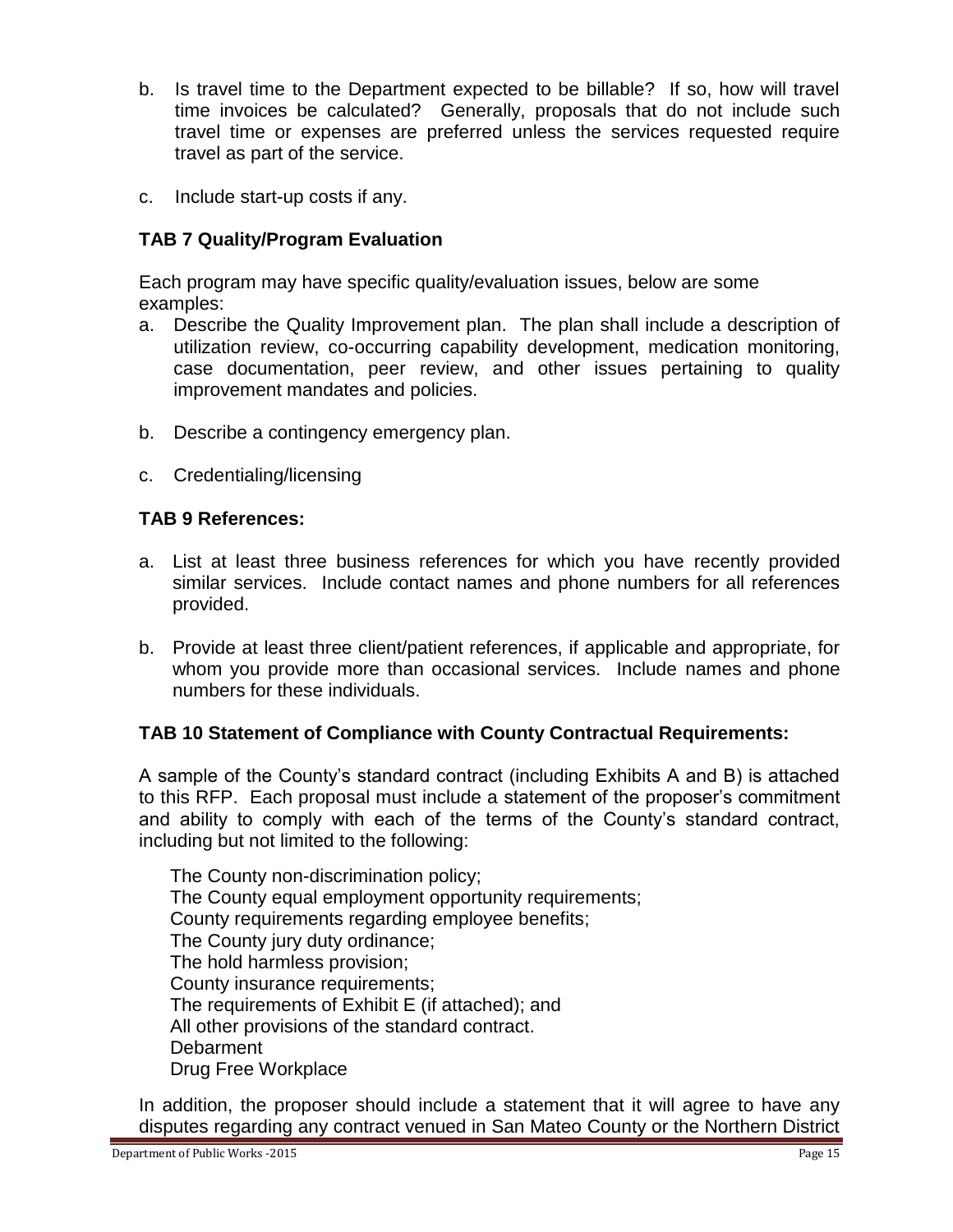b. Is travel time to the Department expected to be billable? If so, how will travel time invoices be calculated? Generally, proposals that do not include such travel time or expenses are preferred unless the services requested require travel as part of the service.

c. Include start-up costs if any.

### TAB 7 Quality/Program Evaluation

Each program may have specific quality/evaluation issues, below are some examples:

a. Describe the Quality Improvement plan. The plan shall include a description of utilization review, co-occurring capability development, medication monitoring, case documentation, peer review, and other issues pertaining to quality improvement mandates and policies.

b. Describe a contingency emergency plan.

c. Credentialing/licensing

### TAB 9 References:

a. List at least three business references for which you have recently provided similar services. Include contact names and phone numbers for all references provided.

b. Provide at least three client/patient references, if applicable and appropriate, for whom you provide more than occasional services. Include names and phone numbers for these individuals.

### TAB 10 Statement of Compliance with County Contractual Requirements:

A sample of the County's standard contract (including Exhibits A and B) is attached to this RFP. Each proposal must include a statement of the proposer's commitment and ability to comply with each of the terms of the County's standard contract, including but not limited to the following:

The County non-discrimination policy;
The County equal employment opportunity requirements;
County requirements regarding employee benefits;
The County jury duty ordinance;
The hold harmless provision;
County insurance requirements;
The requirements of Exhibit E (if attached); and
All other provisions of the standard contract.
Debarment
Drug Free Workplace

In addition, the proposer should include a statement that it will agree to have any disputes regarding any contract venued in San Mateo County or the Northern District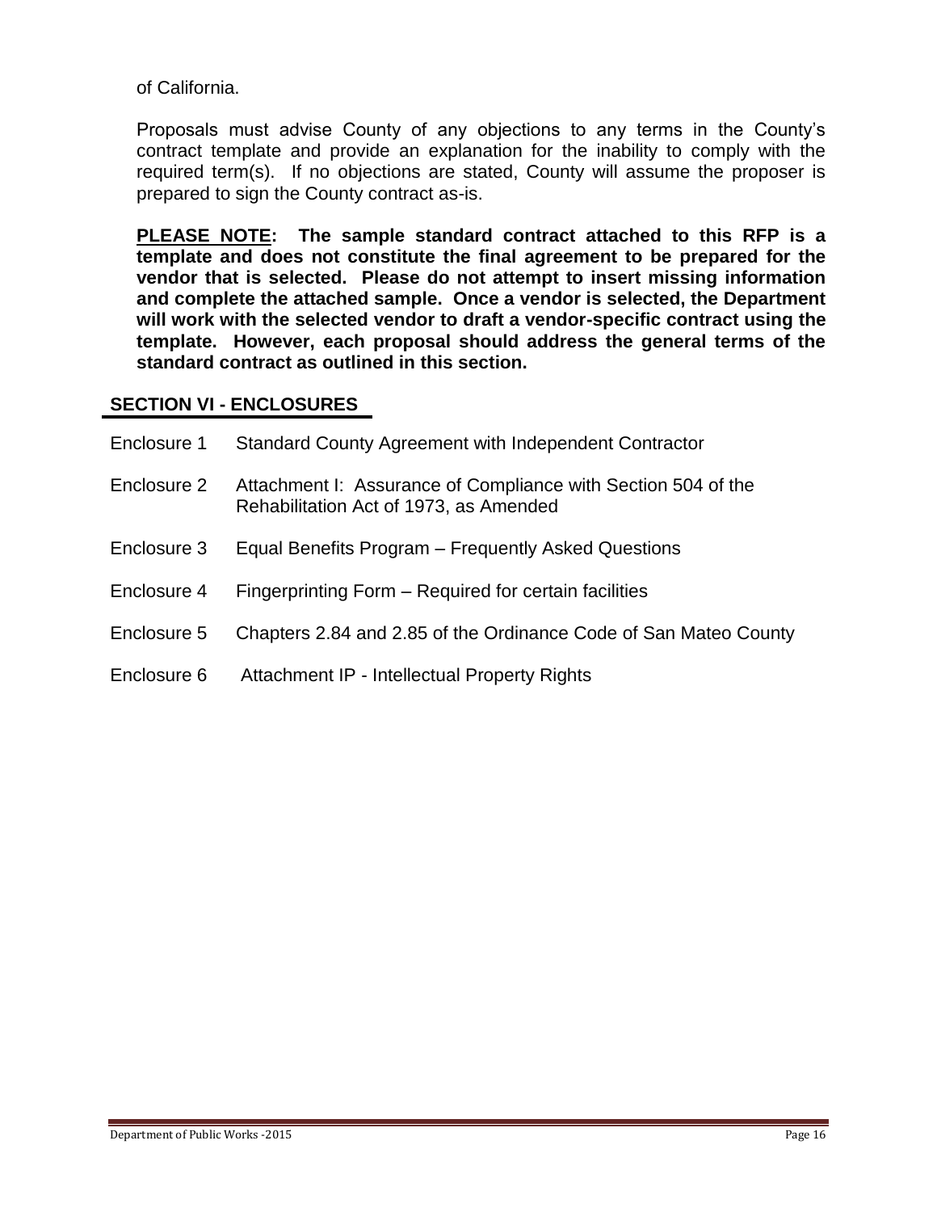of California.

Proposals must advise County of any objections to any terms in the County's contract template and provide an explanation for the inability to comply with the required term(s). If no objections are stated, County will assume the proposer is prepared to sign the County contract as-is.

**PLEASE NOTE: The sample standard contract attached to this RFP is a template and does not constitute the final agreement to be prepared for the vendor that is selected. Please do not attempt to insert missing information and complete the attached sample. Once a vendor is selected, the Department will work with the selected vendor to draft a vendor-specific contract using the template. However, each proposal should address the general terms of the standard contract as outlined in this section.**

## SECTION VI - ENCLOSURES

| | |
|---|---|
| Enclosure 1 | Standard County Agreement with Independent Contractor |
| Enclosure 2 | Attachment I: Assurance of Compliance with Section 504 of the Rehabilitation Act of 1973, as Amended |
| Enclosure 3 | Equal Benefits Program – Frequently Asked Questions |
| Enclosure 4 | Fingerprinting Form – Required for certain facilities |
| Enclosure 5 | Chapters 2.84 and 2.85 of the Ordinance Code of San Mateo County |
| Enclosure 6 | Attachment IP - Intellectual Property Rights |